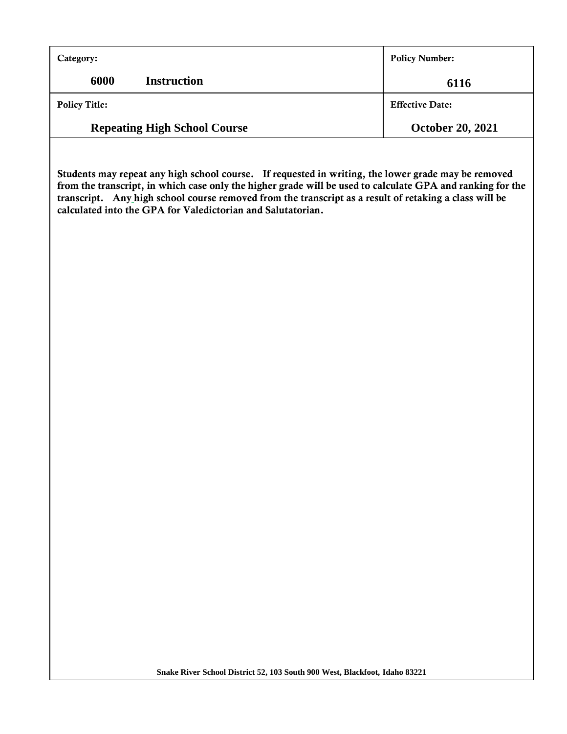| Category: | Policy Number: |
| --- | --- |
| **6000 Instruction** | **6116** |
| Policy Title: | Effective Date: |
| **Repeating High School Course** | **October 20, 2021** |

**Students may repeat any high school course. If requested in writing, the lower grade may be removed from the transcript, in which case only the higher grade will be used to calculate GPA and ranking for the transcript. Any high school course removed from the transcript as a result of retaking a class will be calculated into the GPA for Valedictorian and Salutatorian.**

Snake River School District 52, 103 South 900 West, Blackfoot, Idaho 83221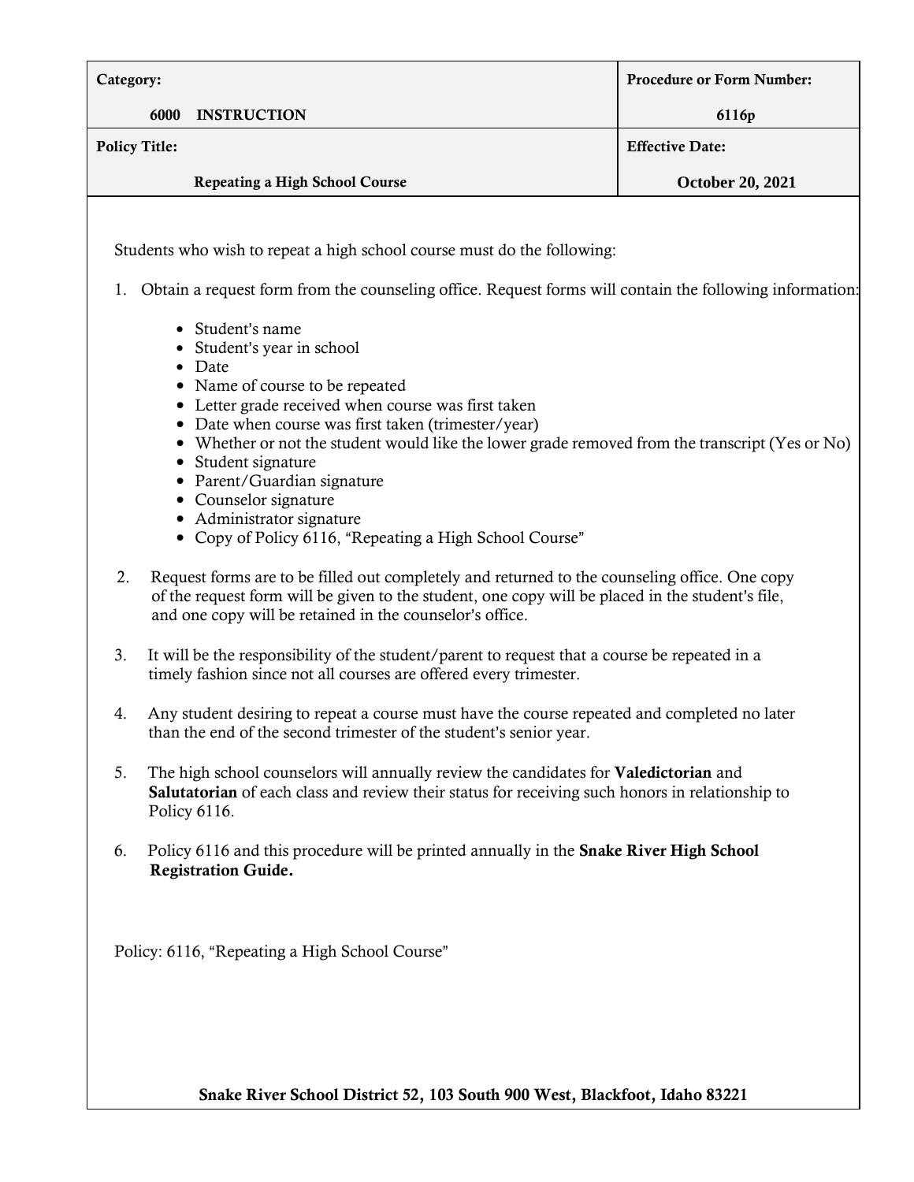| Category: | Procedure or Form Number: |
| --- | --- |
| 6000 INSTRUCTION | 6116p |
| **Policy Title:** | **Effective Date:** |
| Repeating a High School Course | October 20, 2021 |

Students who wish to repeat a high school course must do the following:

1. Obtain a request form from the counseling office. Request forms will contain the following information:
   - Student's name
   - Student's year in school
   - Date
   - Name of course to be repeated
   - Letter grade received when course was first taken
   - Date when course was first taken (trimester/year)
   - Whether or not the student would like the lower grade removed from the transcript (Yes or No)
   - Student signature
   - Parent/Guardian signature
   - Counselor signature
   - Administrator signature
   - Copy of Policy 6116, "Repeating a High School Course"
2. Request forms are to be filled out completely and returned to the counseling office. One copy of the request form will be given to the student, one copy will be placed in the student's file, and one copy will be retained in the counselor's office.
3. It will be the responsibility of the student/parent to request that a course be repeated in a timely fashion since not all courses are offered every trimester.
4. Any student desiring to repeat a course must have the course repeated and completed no later than the end of the second trimester of the student's senior year.
5. The high school counselors will annually review the candidates for **Valedictorian** and **Salutatorian** of each class and review their status for receiving such honors in relationship to Policy 6116.
6. Policy 6116 and this procedure will be printed annually in the **Snake River High School Registration Guide.**

Policy: 6116, "Repeating a High School Course"

**Snake River School District 52, 103 South 900 West, Blackfoot, Idaho 83221**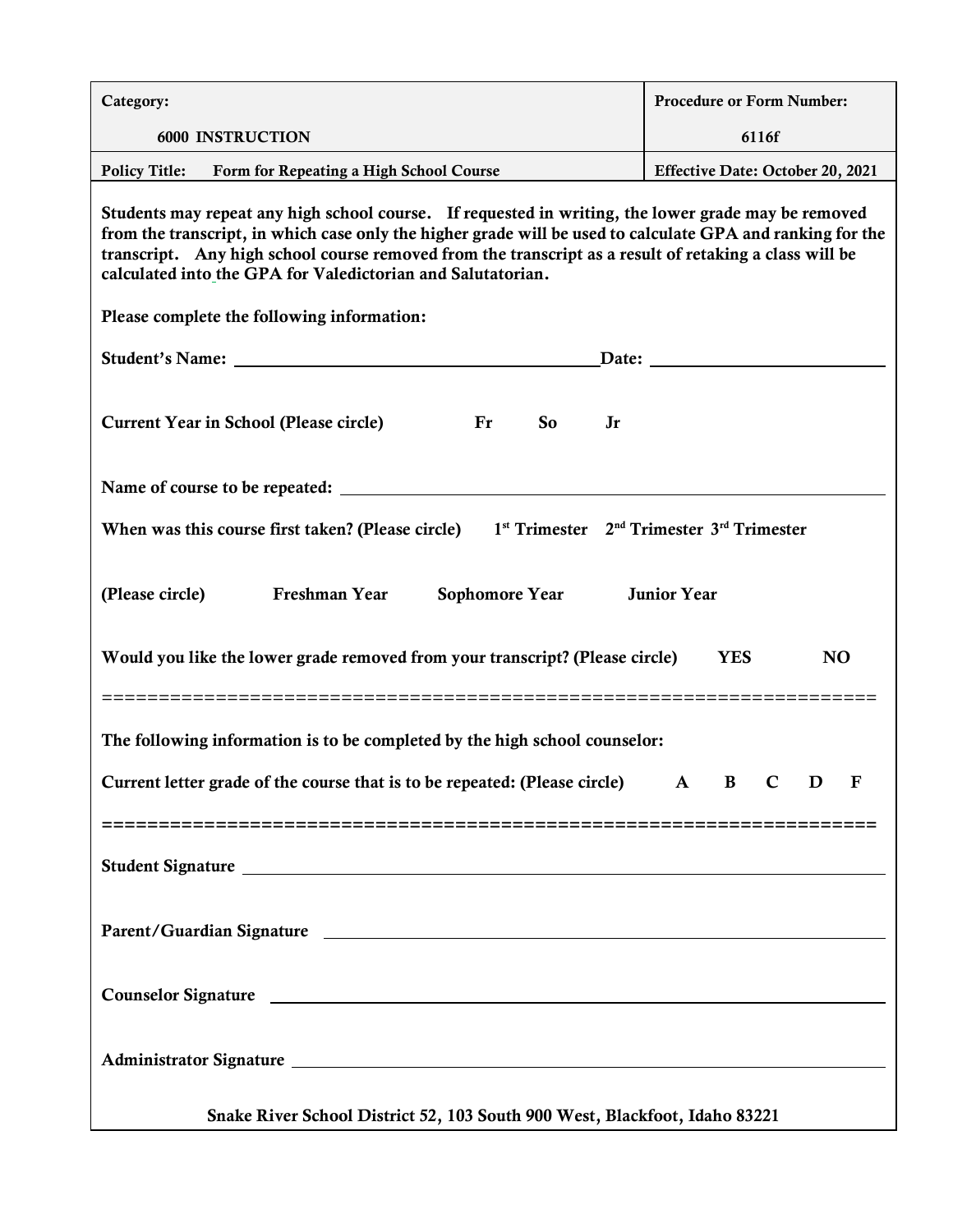| Category: | Procedure or Form Number: |
| --- | --- |
| **6000 INSTRUCTION** | **6116f** |
| **Policy Title: Form for Repeating a High School Course** | **Effective Date: October 20, 2021** |

**Students may repeat any high school course. If requested in writing, the lower grade may be removed from the transcript, in which case only the higher grade will be used to calculate GPA and ranking for the transcript. Any high school course removed from the transcript as a result of retaking a class will be calculated into the GPA for Valedictorian and Salutatorian.**

**Please complete the following information:**

**Student's Name:** ______________________________ **Date:** ____________________

**Current Year in School (Please circle)** **Fr** **So** **Jr**

**Name of course to be repeated:** ____________________________________________

**When was this course first taken? (Please circle)** **1st Trimester** **2nd Trimester** **3rd Trimester**

**(Please circle)** **Freshman Year** **Sophomore Year** **Junior Year**

**Would you like the lower grade removed from your transcript? (Please circle)** **YES** **NO**

==================================================================

**The following information is to be completed by the high school counselor:**

**Current letter grade of the course that is to be repeated: (Please circle)** **A** **B** **C** **D** **F**

==================================================================

**Student Signature** ____________________________________________

**Parent/Guardian Signature** ____________________________________________

**Counselor Signature** ____________________________________________

**Administrator Signature** ____________________________________________

**Snake River School District 52, 103 South 900 West, Blackfoot, Idaho 83221**